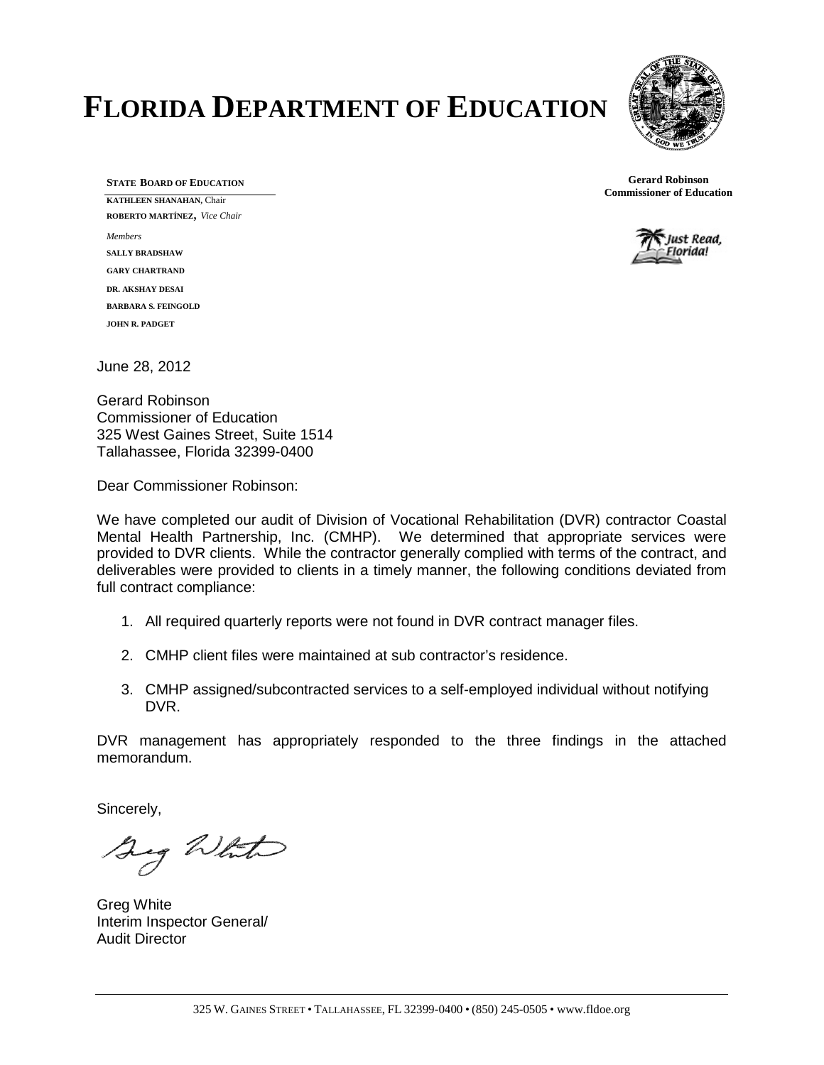# FLORIDA DEPARTMENT OF EDUCATION

**STATE BOARD OF EDUCATION**

**KATHLEEN SHANAHAN,** Chair
**ROBERTO MARTÍNEZ,** *Vice Chair*

*Members*

**SALLY BRADSHAW**
**GARY CHARTRAND**
**DR. AKSHAY DESAI**
**BARBARA S. FEINGOLD**
**JOHN R. PADGET**

**Gerard Robinson**
**Commissioner of Education**

Just Read, Florida!

June 28, 2012

Gerard Robinson
Commissioner of Education
325 West Gaines Street, Suite 1514
Tallahassee, Florida 32399-0400

Dear Commissioner Robinson:

We have completed our audit of Division of Vocational Rehabilitation (DVR) contractor Coastal Mental Health Partnership, Inc. (CMHP). We determined that appropriate services were provided to DVR clients. While the contractor generally complied with terms of the contract, and deliverables were provided to clients in a timely manner, the following conditions deviated from full contract compliance:

1. All required quarterly reports were not found in DVR contract manager files.
2. CMHP client files were maintained at sub contractor's residence.
3. CMHP assigned/subcontracted services to a self-employed individual without notifying DVR.

DVR management has appropriately responded to the three findings in the attached memorandum.

Sincerely,

Greg White
Interim Inspector General/
Audit Director

325 W. GAINES STREET • TALLAHASSEE, FL 32399-0400 • (850) 245-0505 • www.fldoe.org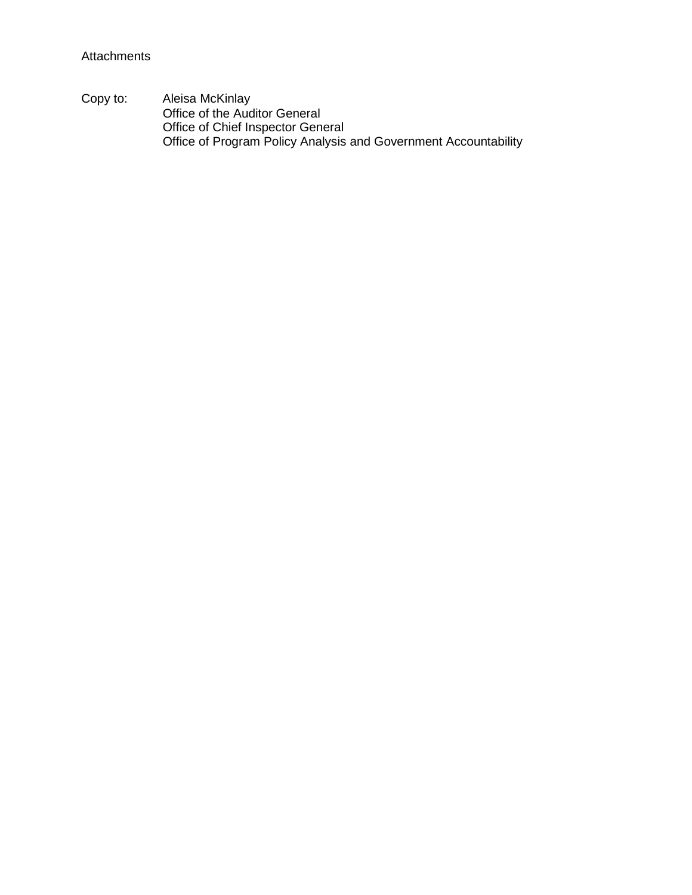Attachments

Copy to: Aleisa McKinlay
Office of the Auditor General
Office of Chief Inspector General
Office of Program Policy Analysis and Government Accountability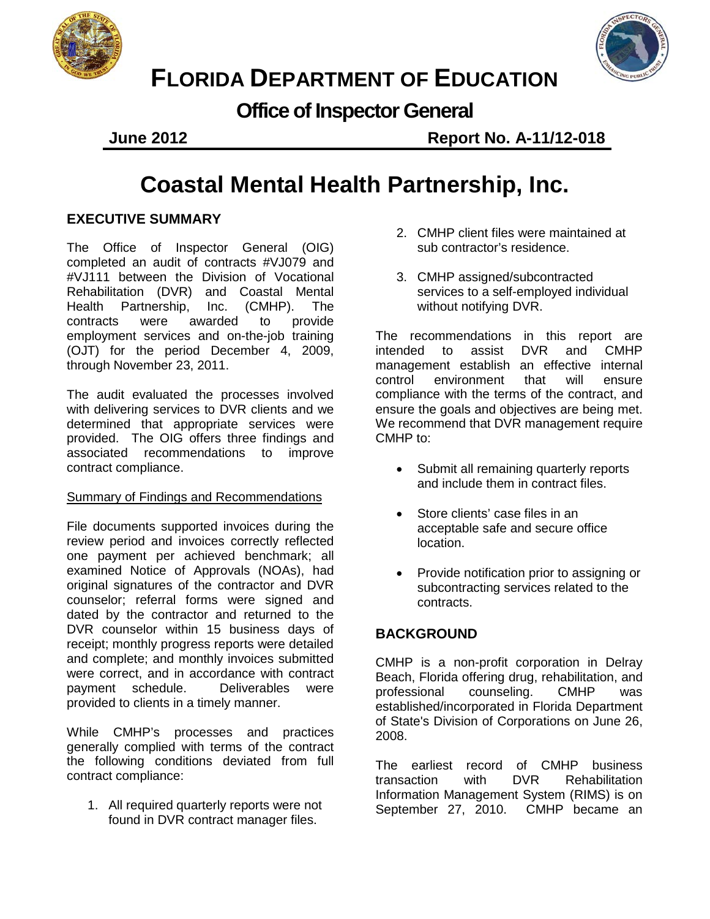# FLORIDA DEPARTMENT OF EDUCATION

## Office of Inspector General

**June 2012** **Report No. A-11/12-018**

# Coastal Mental Health Partnership, Inc.

## EXECUTIVE SUMMARY

The Office of Inspector General (OIG) completed an audit of contracts #VJ079 and #VJ111 between the Division of Vocational Rehabilitation (DVR) and Coastal Mental Health Partnership, Inc. (CMHP). The contracts were awarded to provide employment services and on-the-job training (OJT) for the period December 4, 2009, through November 23, 2011.

The audit evaluated the processes involved with delivering services to DVR clients and we determined that appropriate services were provided. The OIG offers three findings and associated recommendations to improve contract compliance.

### Summary of Findings and Recommendations

File documents supported invoices during the review period and invoices correctly reflected one payment per achieved benchmark; all examined Notice of Approvals (NOAs), had original signatures of the contractor and DVR counselor; referral forms were signed and dated by the contractor and returned to the DVR counselor within 15 business days of receipt; monthly progress reports were detailed and complete; and monthly invoices submitted were correct, and in accordance with contract payment schedule. Deliverables were provided to clients in a timely manner.

While CMHP's processes and practices generally complied with terms of the contract the following conditions deviated from full contract compliance:

1. All required quarterly reports were not found in DVR contract manager files.
2. CMHP client files were maintained at sub contractor's residence.
3. CMHP assigned/subcontracted services to a self-employed individual without notifying DVR.

The recommendations in this report are intended to assist DVR and CMHP management establish an effective internal control environment that will ensure compliance with the terms of the contract, and ensure the goals and objectives are being met. We recommend that DVR management require CMHP to:

- Submit all remaining quarterly reports and include them in contract files.
- Store clients' case files in an acceptable safe and secure office location.
- Provide notification prior to assigning or subcontracting services related to the contracts.

## BACKGROUND

CMHP is a non-profit corporation in Delray Beach, Florida offering drug, rehabilitation, and professional counseling. CMHP was established/incorporated in Florida Department of State's Division of Corporations on June 26, 2008.

The earliest record of CMHP business transaction with DVR Rehabilitation Information Management System (RIMS) is on September 27, 2010. CMHP became an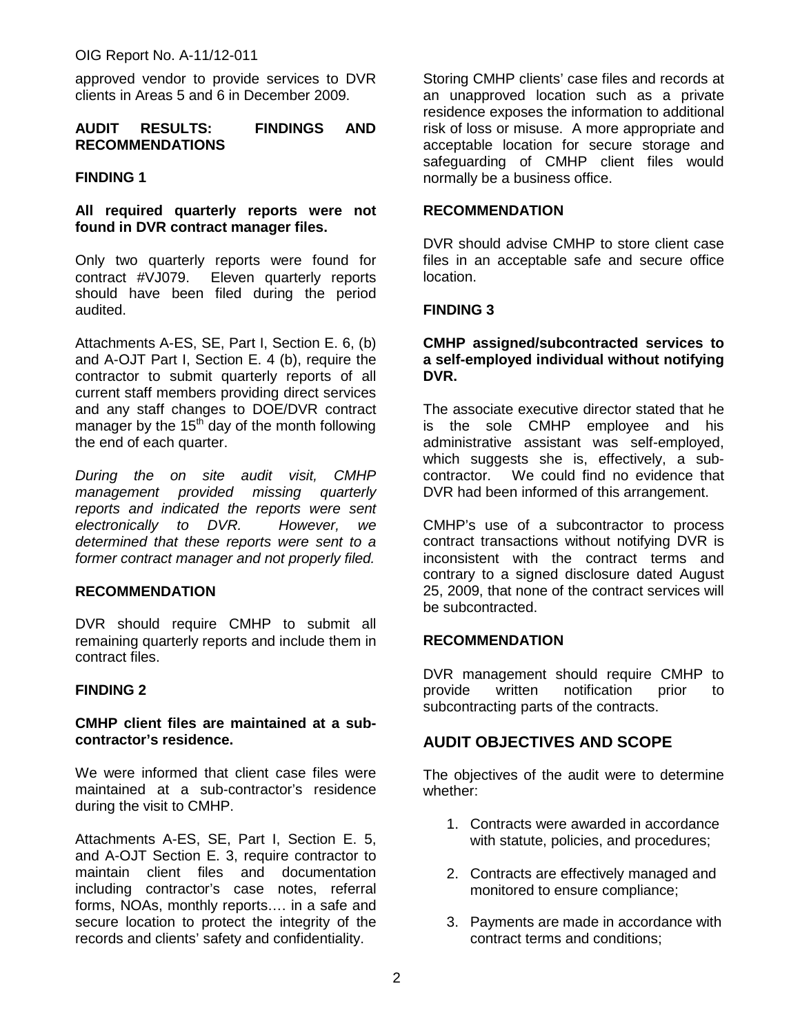approved vendor to provide services to DVR clients in Areas 5 and 6 in December 2009.

## AUDIT RESULTS: FINDINGS AND RECOMMENDATIONS

### FINDING 1

**All required quarterly reports were not found in DVR contract manager files.**

Only two quarterly reports were found for contract #VJ079. Eleven quarterly reports should have been filed during the period audited.

Attachments A-ES, SE, Part I, Section E. 6, (b) and A-OJT Part I, Section E. 4 (b), require the contractor to submit quarterly reports of all current staff members providing direct services and any staff changes to DOE/DVR contract manager by the 15th day of the month following the end of each quarter.

*During the on site audit visit, CMHP management provided missing quarterly reports and indicated the reports were sent electronically to DVR. However, we determined that these reports were sent to a former contract manager and not properly filed.*

### RECOMMENDATION

DVR should require CMHP to submit all remaining quarterly reports and include them in contract files.

### FINDING 2

**CMHP client files are maintained at a sub-contractor's residence.**

We were informed that client case files were maintained at a sub-contractor's residence during the visit to CMHP.

Attachments A-ES, SE, Part I, Section E. 5, and A-OJT Section E. 3, require contractor to maintain client files and documentation including contractor's case notes, referral forms, NOAs, monthly reports…. in a safe and secure location to protect the integrity of the records and clients' safety and confidentiality.

Storing CMHP clients' case files and records at an unapproved location such as a private residence exposes the information to additional risk of loss or misuse. A more appropriate and acceptable location for secure storage and safeguarding of CMHP client files would normally be a business office.

### RECOMMENDATION

DVR should advise CMHP to store client case files in an acceptable safe and secure office location.

### FINDING 3

**CMHP assigned/subcontracted services to a self-employed individual without notifying DVR.**

The associate executive director stated that he is the sole CMHP employee and his administrative assistant was self-employed, which suggests she is, effectively, a sub-contractor. We could find no evidence that DVR had been informed of this arrangement.

CMHP's use of a subcontractor to process contract transactions without notifying DVR is inconsistent with the contract terms and contrary to a signed disclosure dated August 25, 2009, that none of the contract services will be subcontracted.

### RECOMMENDATION

DVR management should require CMHP to provide written notification prior to subcontracting parts of the contracts.

## AUDIT OBJECTIVES AND SCOPE

The objectives of the audit were to determine whether:

1. Contracts were awarded in accordance with statute, policies, and procedures;
2. Contracts are effectively managed and monitored to ensure compliance;
3. Payments are made in accordance with contract terms and conditions;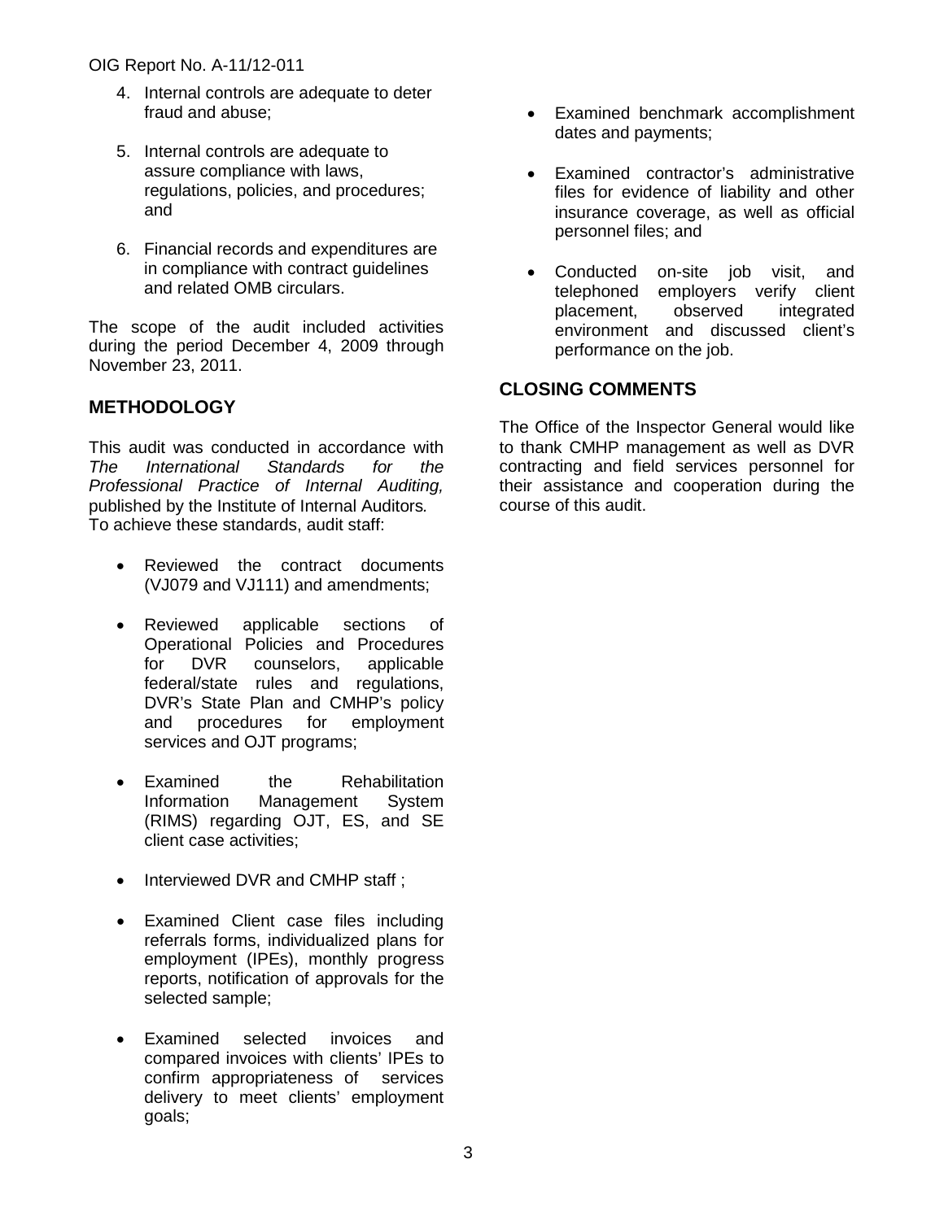4. Internal controls are adequate to deter fraud and abuse;

5. Internal controls are adequate to assure compliance with laws, regulations, policies, and procedures; and

6. Financial records and expenditures are in compliance with contract guidelines and related OMB circulars.

The scope of the audit included activities during the period December 4, 2009 through November 23, 2011.

## METHODOLOGY

This audit was conducted in accordance with *The International Standards for the Professional Practice of Internal Auditing,* published by the Institute of Internal Auditors*.* To achieve these standards, audit staff:

- Reviewed the contract documents (VJ079 and VJ111) and amendments;
- Reviewed applicable sections of Operational Policies and Procedures for DVR counselors, applicable federal/state rules and regulations, DVR's State Plan and CMHP's policy and procedures for employment services and OJT programs;
- Examined the Rehabilitation Information Management System (RIMS) regarding OJT, ES, and SE client case activities;
- Interviewed DVR and CMHP staff ;
- Examined Client case files including referrals forms, individualized plans for employment (IPEs), monthly progress reports, notification of approvals for the selected sample;
- Examined selected invoices and compared invoices with clients' IPEs to confirm appropriateness of services delivery to meet clients' employment goals;
- Examined benchmark accomplishment dates and payments;
- Examined contractor's administrative files for evidence of liability and other insurance coverage, as well as official personnel files; and
- Conducted on-site job visit, and telephoned employers verify client placement, observed integrated environment and discussed client's performance on the job.

## CLOSING COMMENTS

The Office of the Inspector General would like to thank CMHP management as well as DVR contracting and field services personnel for their assistance and cooperation during the course of this audit.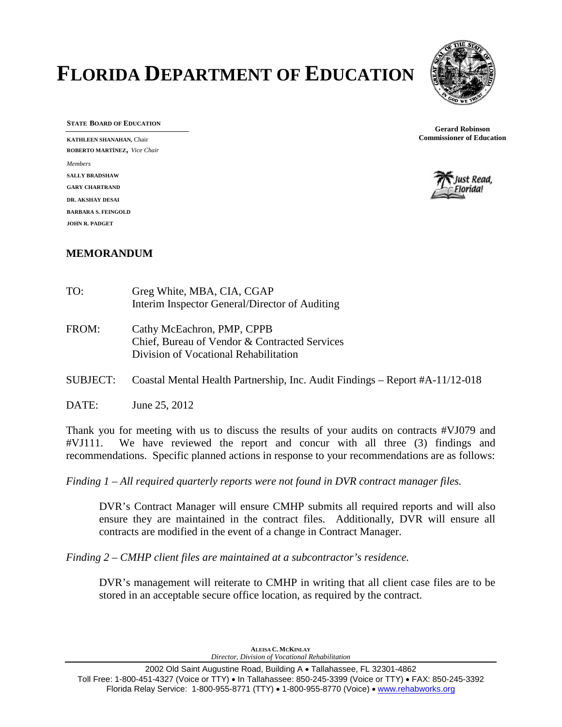# FLORIDA DEPARTMENT OF EDUCATION

**STATE BOARD OF EDUCATION**

**KATHLEEN SHANAHAN**, Chair
**ROBERTO MARTÍNEZ**, *Vice Chair*

*Members*

**SALLY BRADSHAW**
**GARY CHARTRAND**
**DR. AKSHAY DESAI**
**BARBARA S. FEINGOLD**
**JOHN R. PADGET**

**Gerard Robinson**
**Commissioner of Education**

## MEMORANDUM

TO: Greg White, MBA, CIA, CGAP
Interim Inspector General/Director of Auditing

FROM: Cathy McEachron, PMP, CPPB
Chief, Bureau of Vendor & Contracted Services
Division of Vocational Rehabilitation

SUBJECT: Coastal Mental Health Partnership, Inc. Audit Findings – Report #A-11/12-018

DATE: June 25, 2012

Thank you for meeting with us to discuss the results of your audits on contracts #VJ079 and #VJ111. We have reviewed the report and concur with all three (3) findings and recommendations. Specific planned actions in response to your recommendations are as follows:

*Finding 1 – All required quarterly reports were not found in DVR contract manager files.*

> DVR's Contract Manager will ensure CMHP submits all required reports and will also ensure they are maintained in the contract files. Additionally, DVR will ensure all contracts are modified in the event of a change in Contract Manager.

*Finding 2 – CMHP client files are maintained at a subcontractor's residence.*

> DVR's management will reiterate to CMHP in writing that all client case files are to be stored in an acceptable secure office location, as required by the contract.

**ALEISA C. MCKINLAY**
*Director, Division of Vocational Rehabilitation*

2002 Old Saint Augustine Road, Building A • Tallahassee, FL 32301-4862
Toll Free: 1-800-451-4327 (Voice or TTY) • In Tallahassee: 850-245-3399 (Voice or TTY) • FAX: 850-245-3392
Florida Relay Service: 1-800-955-8771 (TTY) • 1-800-955-8770 (Voice) • www.rehabworks.org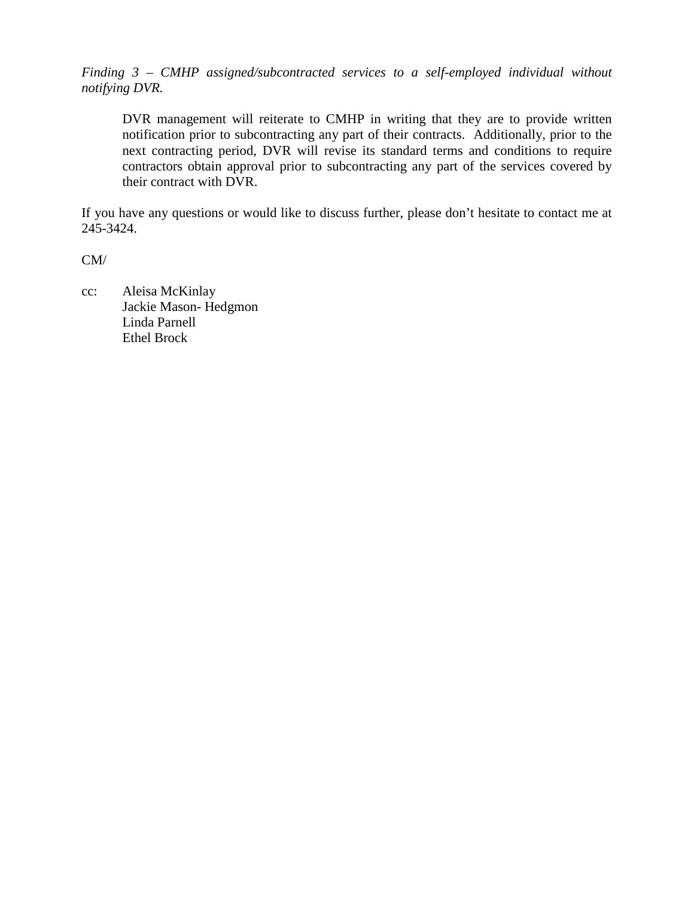*Finding 3 – CMHP assigned/subcontracted services to a self-employed individual without notifying DVR.*

> DVR management will reiterate to CMHP in writing that they are to provide written notification prior to subcontracting any part of their contracts. Additionally, prior to the next contracting period, DVR will revise its standard terms and conditions to require contractors obtain approval prior to subcontracting any part of the services covered by their contract with DVR.

If you have any questions or would like to discuss further, please don't hesitate to contact me at 245-3424.

CM/

cc: Aleisa McKinlay
Jackie Mason- Hedgmon
Linda Parnell
Ethel Brock